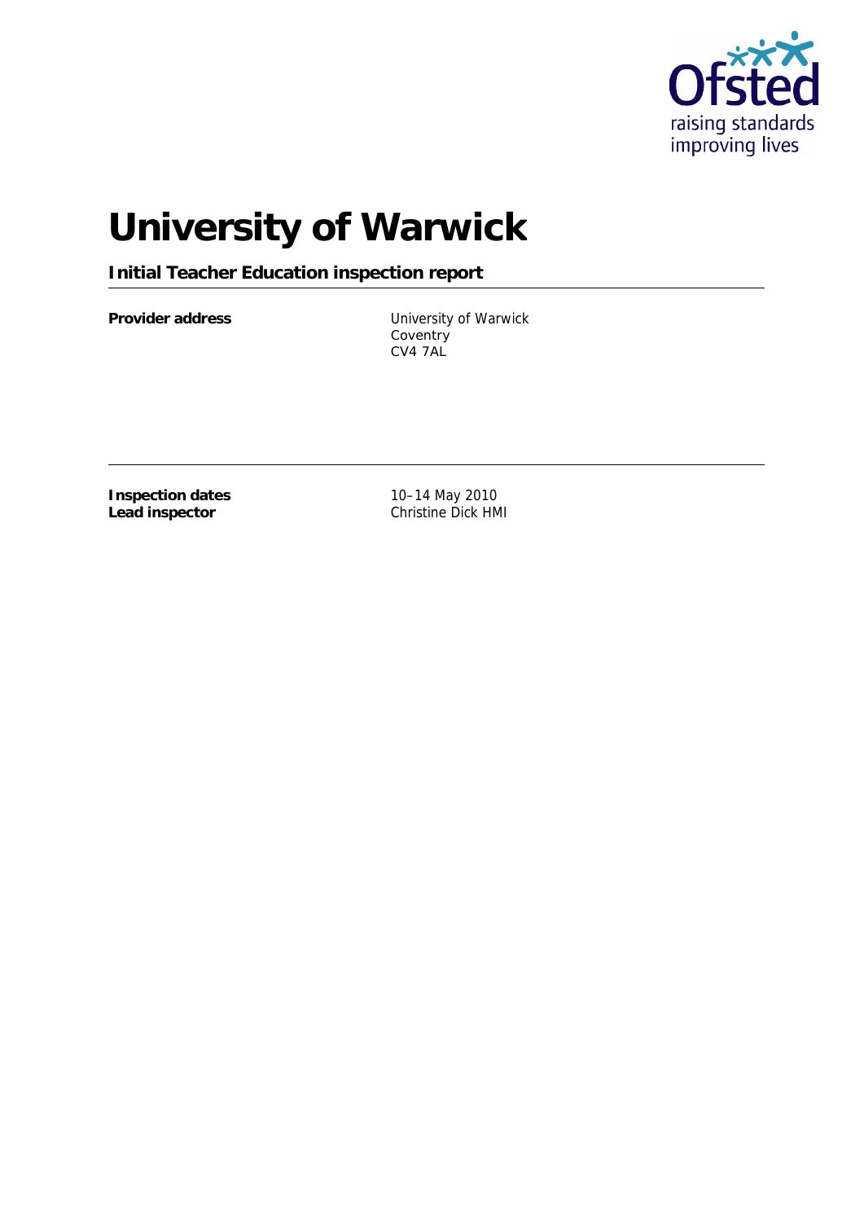# University of Warwick

**Initial Teacher Education inspection report**

| | |
|---|---|
| **Provider address** | University of Warwick<br>Coventry<br>CV4 7AL |

| | |
|---|---|
| **Inspection dates** | 10–14 May 2010 |
| **Lead inspector** | Christine Dick HMI |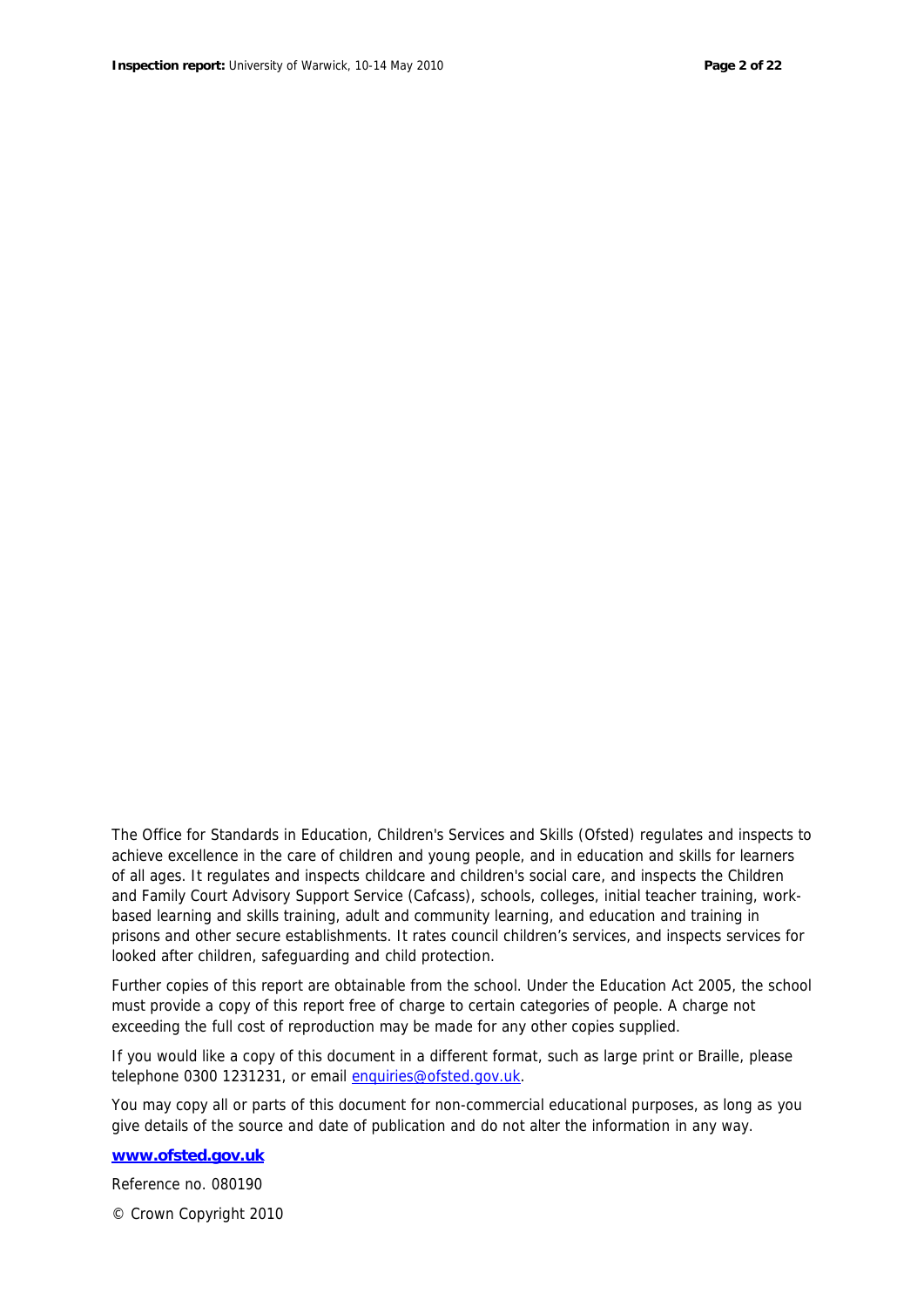The Office for Standards in Education, Children's Services and Skills (Ofsted) regulates and inspects to achieve excellence in the care of children and young people, and in education and skills for learners of all ages. It regulates and inspects childcare and children's social care, and inspects the Children and Family Court Advisory Support Service (Cafcass), schools, colleges, initial teacher training, work-based learning and skills training, adult and community learning, and education and training in prisons and other secure establishments. It rates council children's services, and inspects services for looked after children, safeguarding and child protection.

Further copies of this report are obtainable from the school. Under the Education Act 2005, the school must provide a copy of this report free of charge to certain categories of people. A charge not exceeding the full cost of reproduction may be made for any other copies supplied.

If you would like a copy of this document in a different format, such as large print or Braille, please telephone 0300 1231231, or email enquiries@ofsted.gov.uk.

You may copy all or parts of this document for non-commercial educational purposes, as long as you give details of the source and date of publication and do not alter the information in any way.

**www.ofsted.gov.uk**

Reference no. 080190

© Crown Copyright 2010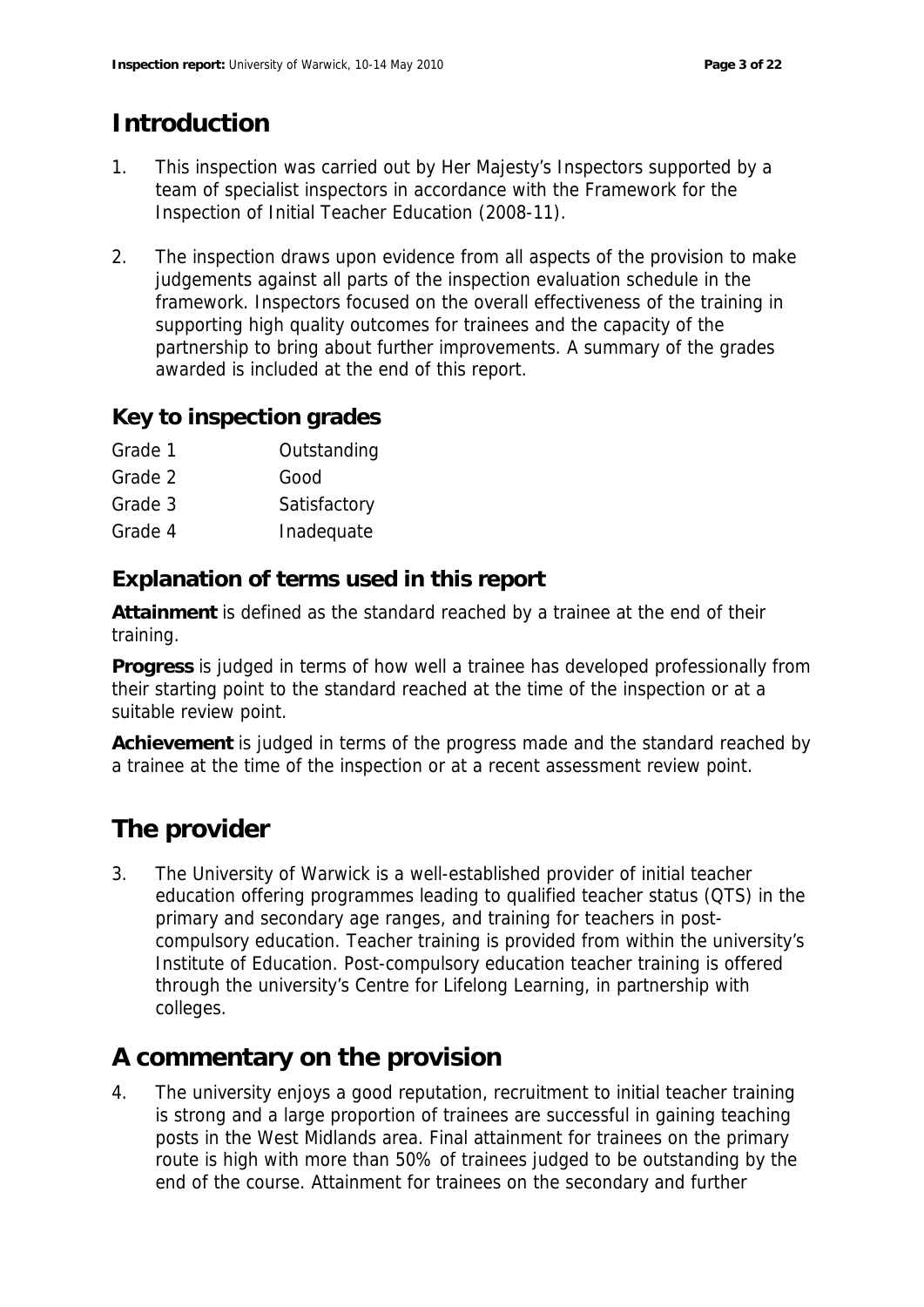# Introduction

1. This inspection was carried out by Her Majesty's Inspectors supported by a team of specialist inspectors in accordance with the Framework for the Inspection of Initial Teacher Education (2008-11).

2. The inspection draws upon evidence from all aspects of the provision to make judgements against all parts of the inspection evaluation schedule in the framework. Inspectors focused on the overall effectiveness of the training in supporting high quality outcomes for trainees and the capacity of the partnership to bring about further improvements. A summary of the grades awarded is included at the end of this report.

## Key to inspection grades

| | |
|---|---|
| Grade 1 | Outstanding |
| Grade 2 | Good |
| Grade 3 | Satisfactory |
| Grade 4 | Inadequate |

## Explanation of terms used in this report

**Attainment** is defined as the standard reached by a trainee at the end of their training.

**Progress** is judged in terms of how well a trainee has developed professionally from their starting point to the standard reached at the time of the inspection or at a suitable review point.

**Achievement** is judged in terms of the progress made and the standard reached by a trainee at the time of the inspection or at a recent assessment review point.

# The provider

3. The University of Warwick is a well-established provider of initial teacher education offering programmes leading to qualified teacher status (QTS) in the primary and secondary age ranges, and training for teachers in post-compulsory education. Teacher training is provided from within the university's Institute of Education. Post-compulsory education teacher training is offered through the university's Centre for Lifelong Learning, in partnership with colleges.

# A commentary on the provision

4. The university enjoys a good reputation, recruitment to initial teacher training is strong and a large proportion of trainees are successful in gaining teaching posts in the West Midlands area. Final attainment for trainees on the primary route is high with more than 50% of trainees judged to be outstanding by the end of the course. Attainment for trainees on the secondary and further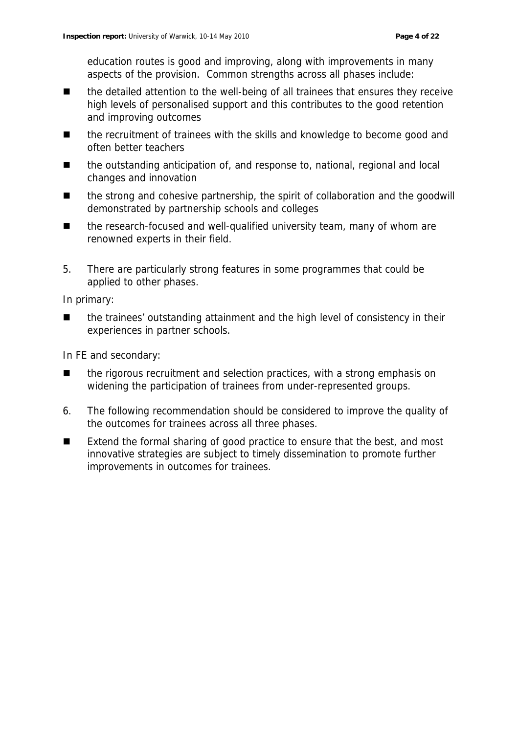education routes is good and improving, along with improvements in many aspects of the provision. Common strengths across all phases include:

- the detailed attention to the well-being of all trainees that ensures they receive high levels of personalised support and this contributes to the good retention and improving outcomes
- the recruitment of trainees with the skills and knowledge to become good and often better teachers
- the outstanding anticipation of, and response to, national, regional and local changes and innovation
- the strong and cohesive partnership, the spirit of collaboration and the goodwill demonstrated by partnership schools and colleges
- the research-focused and well-qualified university team, many of whom are renowned experts in their field.

5. There are particularly strong features in some programmes that could be applied to other phases.

In primary:

- the trainees' outstanding attainment and the high level of consistency in their experiences in partner schools.

In FE and secondary:

- the rigorous recruitment and selection practices, with a strong emphasis on widening the participation of trainees from under-represented groups.

6. The following recommendation should be considered to improve the quality of the outcomes for trainees across all three phases.

- Extend the formal sharing of good practice to ensure that the best, and most innovative strategies are subject to timely dissemination to promote further improvements in outcomes for trainees.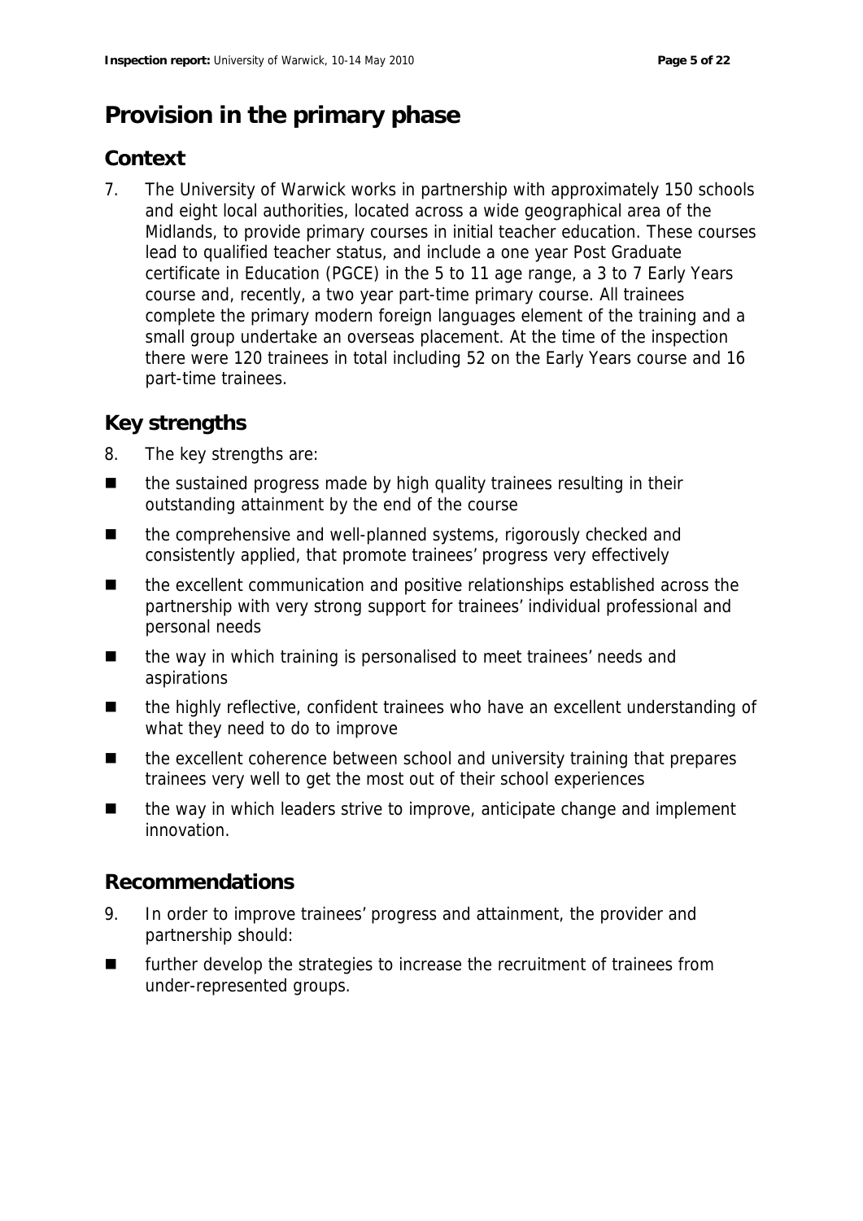# Provision in the primary phase

## Context

7. The University of Warwick works in partnership with approximately 150 schools and eight local authorities, located across a wide geographical area of the Midlands, to provide primary courses in initial teacher education. These courses lead to qualified teacher status, and include a one year Post Graduate certificate in Education (PGCE) in the 5 to 11 age range, a 3 to 7 Early Years course and, recently, a two year part-time primary course. All trainees complete the primary modern foreign languages element of the training and a small group undertake an overseas placement. At the time of the inspection there were 120 trainees in total including 52 on the Early Years course and 16 part-time trainees.

## Key strengths

8. The key strengths are:

- the sustained progress made by high quality trainees resulting in their outstanding attainment by the end of the course
- the comprehensive and well-planned systems, rigorously checked and consistently applied, that promote trainees' progress very effectively
- the excellent communication and positive relationships established across the partnership with very strong support for trainees' individual professional and personal needs
- the way in which training is personalised to meet trainees' needs and aspirations
- the highly reflective, confident trainees who have an excellent understanding of what they need to do to improve
- the excellent coherence between school and university training that prepares trainees very well to get the most out of their school experiences
- the way in which leaders strive to improve, anticipate change and implement innovation.

## Recommendations

9. In order to improve trainees' progress and attainment, the provider and partnership should:

- further develop the strategies to increase the recruitment of trainees from under-represented groups.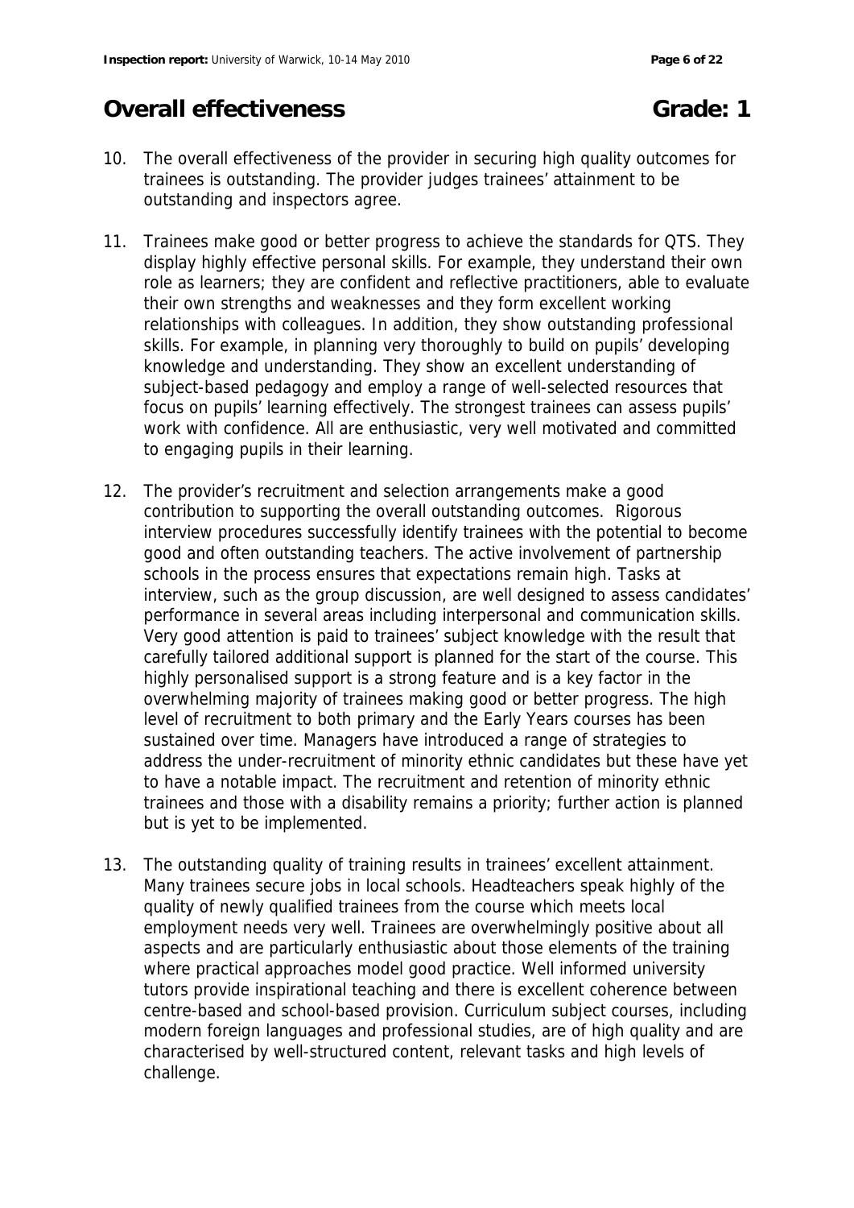## Overall effectiveness Grade: 1

10. The overall effectiveness of the provider in securing high quality outcomes for trainees is outstanding. The provider judges trainees' attainment to be outstanding and inspectors agree.

11. Trainees make good or better progress to achieve the standards for QTS. They display highly effective personal skills. For example, they understand their own role as learners; they are confident and reflective practitioners, able to evaluate their own strengths and weaknesses and they form excellent working relationships with colleagues. In addition, they show outstanding professional skills. For example, in planning very thoroughly to build on pupils' developing knowledge and understanding. They show an excellent understanding of subject-based pedagogy and employ a range of well-selected resources that focus on pupils' learning effectively. The strongest trainees can assess pupils' work with confidence. All are enthusiastic, very well motivated and committed to engaging pupils in their learning.

12. The provider's recruitment and selection arrangements make a good contribution to supporting the overall outstanding outcomes. Rigorous interview procedures successfully identify trainees with the potential to become good and often outstanding teachers. The active involvement of partnership schools in the process ensures that expectations remain high. Tasks at interview, such as the group discussion, are well designed to assess candidates' performance in several areas including interpersonal and communication skills. Very good attention is paid to trainees' subject knowledge with the result that carefully tailored additional support is planned for the start of the course. This highly personalised support is a strong feature and is a key factor in the overwhelming majority of trainees making good or better progress. The high level of recruitment to both primary and the Early Years courses has been sustained over time. Managers have introduced a range of strategies to address the under-recruitment of minority ethnic candidates but these have yet to have a notable impact. The recruitment and retention of minority ethnic trainees and those with a disability remains a priority; further action is planned but is yet to be implemented.

13. The outstanding quality of training results in trainees' excellent attainment. Many trainees secure jobs in local schools. Headteachers speak highly of the quality of newly qualified trainees from the course which meets local employment needs very well. Trainees are overwhelmingly positive about all aspects and are particularly enthusiastic about those elements of the training where practical approaches model good practice. Well informed university tutors provide inspirational teaching and there is excellent coherence between centre-based and school-based provision. Curriculum subject courses, including modern foreign languages and professional studies, are of high quality and are characterised by well-structured content, relevant tasks and high levels of challenge.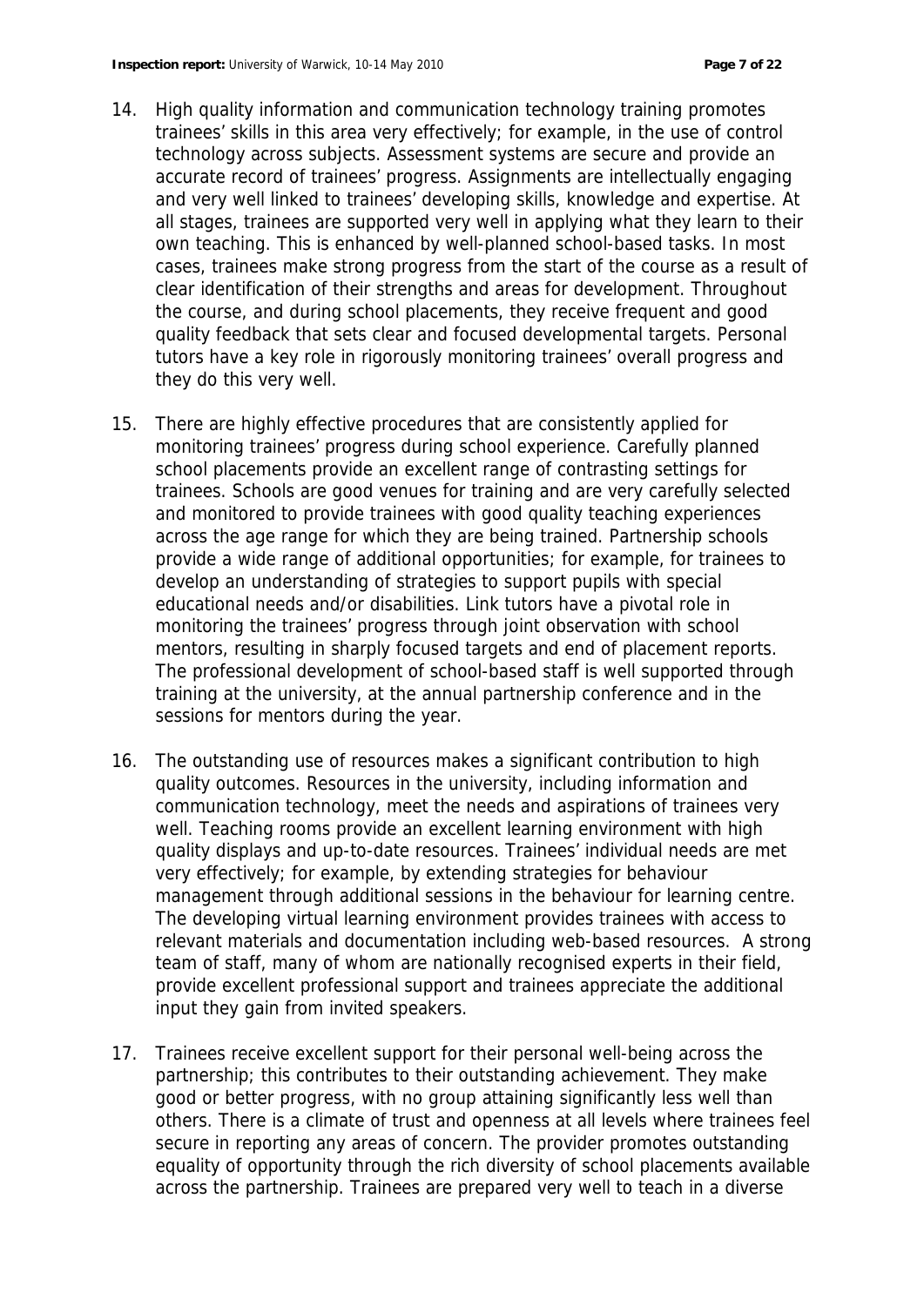14. High quality information and communication technology training promotes trainees' skills in this area very effectively; for example, in the use of control technology across subjects. Assessment systems are secure and provide an accurate record of trainees' progress. Assignments are intellectually engaging and very well linked to trainees' developing skills, knowledge and expertise. At all stages, trainees are supported very well in applying what they learn to their own teaching. This is enhanced by well-planned school-based tasks. In most cases, trainees make strong progress from the start of the course as a result of clear identification of their strengths and areas for development. Throughout the course, and during school placements, they receive frequent and good quality feedback that sets clear and focused developmental targets. Personal tutors have a key role in rigorously monitoring trainees' overall progress and they do this very well.

15. There are highly effective procedures that are consistently applied for monitoring trainees' progress during school experience. Carefully planned school placements provide an excellent range of contrasting settings for trainees. Schools are good venues for training and are very carefully selected and monitored to provide trainees with good quality teaching experiences across the age range for which they are being trained. Partnership schools provide a wide range of additional opportunities; for example, for trainees to develop an understanding of strategies to support pupils with special educational needs and/or disabilities. Link tutors have a pivotal role in monitoring the trainees' progress through joint observation with school mentors, resulting in sharply focused targets and end of placement reports. The professional development of school-based staff is well supported through training at the university, at the annual partnership conference and in the sessions for mentors during the year.

16. The outstanding use of resources makes a significant contribution to high quality outcomes. Resources in the university, including information and communication technology, meet the needs and aspirations of trainees very well. Teaching rooms provide an excellent learning environment with high quality displays and up-to-date resources. Trainees' individual needs are met very effectively; for example, by extending strategies for behaviour management through additional sessions in the behaviour for learning centre. The developing virtual learning environment provides trainees with access to relevant materials and documentation including web-based resources. A strong team of staff, many of whom are nationally recognised experts in their field, provide excellent professional support and trainees appreciate the additional input they gain from invited speakers.

17. Trainees receive excellent support for their personal well-being across the partnership; this contributes to their outstanding achievement. They make good or better progress, with no group attaining significantly less well than others. There is a climate of trust and openness at all levels where trainees feel secure in reporting any areas of concern. The provider promotes outstanding equality of opportunity through the rich diversity of school placements available across the partnership. Trainees are prepared very well to teach in a diverse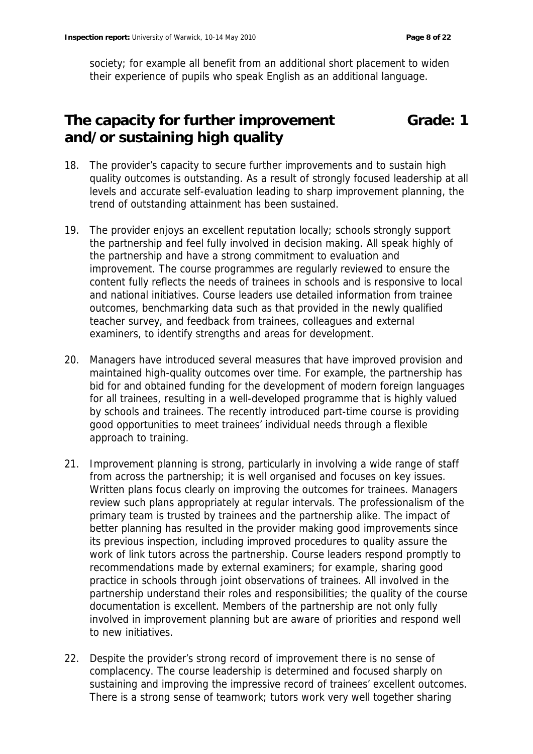society; for example all benefit from an additional short placement to widen their experience of pupils who speak English as an additional language.

## The capacity for further improvement and/or sustaining high quality — Grade: 1

18. The provider's capacity to secure further improvements and to sustain high quality outcomes is outstanding. As a result of strongly focused leadership at all levels and accurate self-evaluation leading to sharp improvement planning, the trend of outstanding attainment has been sustained.

19. The provider enjoys an excellent reputation locally; schools strongly support the partnership and feel fully involved in decision making. All speak highly of the partnership and have a strong commitment to evaluation and improvement. The course programmes are regularly reviewed to ensure the content fully reflects the needs of trainees in schools and is responsive to local and national initiatives. Course leaders use detailed information from trainee outcomes, benchmarking data such as that provided in the newly qualified teacher survey, and feedback from trainees, colleagues and external examiners, to identify strengths and areas for development.

20. Managers have introduced several measures that have improved provision and maintained high-quality outcomes over time. For example, the partnership has bid for and obtained funding for the development of modern foreign languages for all trainees, resulting in a well-developed programme that is highly valued by schools and trainees. The recently introduced part-time course is providing good opportunities to meet trainees' individual needs through a flexible approach to training.

21. Improvement planning is strong, particularly in involving a wide range of staff from across the partnership; it is well organised and focuses on key issues. Written plans focus clearly on improving the outcomes for trainees. Managers review such plans appropriately at regular intervals. The professionalism of the primary team is trusted by trainees and the partnership alike. The impact of better planning has resulted in the provider making good improvements since its previous inspection, including improved procedures to quality assure the work of link tutors across the partnership. Course leaders respond promptly to recommendations made by external examiners; for example, sharing good practice in schools through joint observations of trainees. All involved in the partnership understand their roles and responsibilities; the quality of the course documentation is excellent. Members of the partnership are not only fully involved in improvement planning but are aware of priorities and respond well to new initiatives.

22. Despite the provider's strong record of improvement there is no sense of complacency. The course leadership is determined and focused sharply on sustaining and improving the impressive record of trainees' excellent outcomes. There is a strong sense of teamwork; tutors work very well together sharing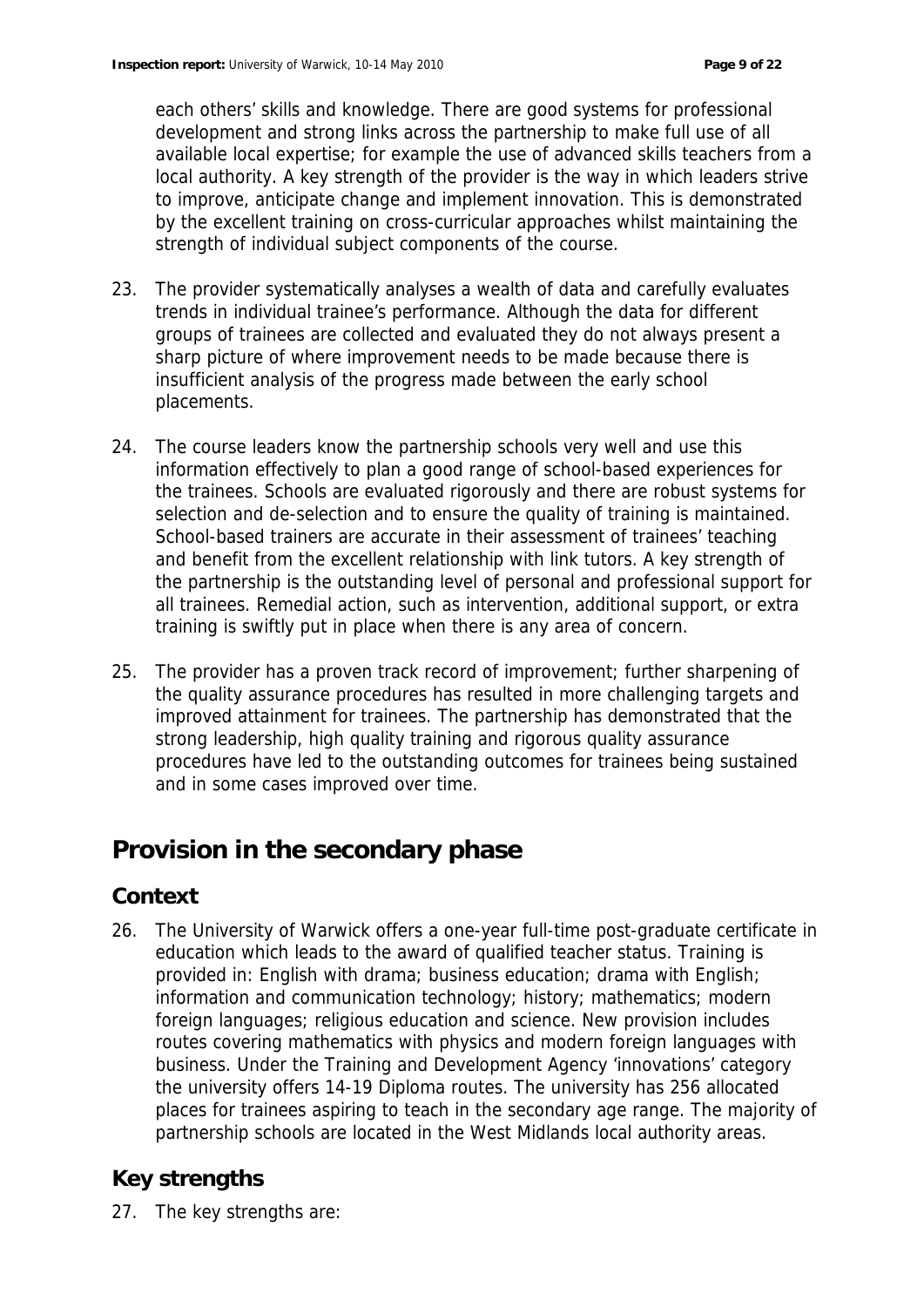each others' skills and knowledge. There are good systems for professional development and strong links across the partnership to make full use of all available local expertise; for example the use of advanced skills teachers from a local authority. A key strength of the provider is the way in which leaders strive to improve, anticipate change and implement innovation. This is demonstrated by the excellent training on cross-curricular approaches whilst maintaining the strength of individual subject components of the course.

23. The provider systematically analyses a wealth of data and carefully evaluates trends in individual trainee's performance. Although the data for different groups of trainees are collected and evaluated they do not always present a sharp picture of where improvement needs to be made because there is insufficient analysis of the progress made between the early school placements.

24. The course leaders know the partnership schools very well and use this information effectively to plan a good range of school-based experiences for the trainees. Schools are evaluated rigorously and there are robust systems for selection and de-selection and to ensure the quality of training is maintained. School-based trainers are accurate in their assessment of trainees' teaching and benefit from the excellent relationship with link tutors. A key strength of the partnership is the outstanding level of personal and professional support for all trainees. Remedial action, such as intervention, additional support, or extra training is swiftly put in place when there is any area of concern.

25. The provider has a proven track record of improvement; further sharpening of the quality assurance procedures has resulted in more challenging targets and improved attainment for trainees. The partnership has demonstrated that the strong leadership, high quality training and rigorous quality assurance procedures have led to the outstanding outcomes for trainees being sustained and in some cases improved over time.

# Provision in the secondary phase

## Context

26. The University of Warwick offers a one-year full-time post-graduate certificate in education which leads to the award of qualified teacher status. Training is provided in: English with drama; business education; drama with English; information and communication technology; history; mathematics; modern foreign languages; religious education and science. New provision includes routes covering mathematics with physics and modern foreign languages with business. Under the Training and Development Agency 'innovations' category the university offers 14-19 Diploma routes. The university has 256 allocated places for trainees aspiring to teach in the secondary age range. The majority of partnership schools are located in the West Midlands local authority areas.

## Key strengths

27. The key strengths are: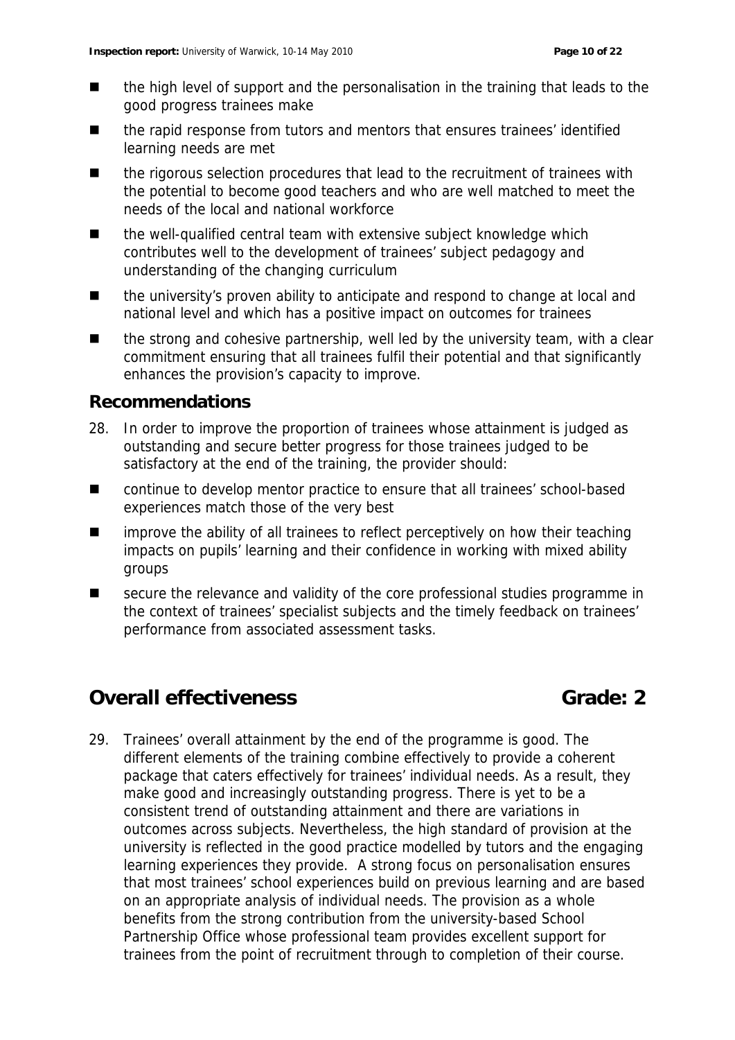- the high level of support and the personalisation in the training that leads to the good progress trainees make
- the rapid response from tutors and mentors that ensures trainees' identified learning needs are met
- the rigorous selection procedures that lead to the recruitment of trainees with the potential to become good teachers and who are well matched to meet the needs of the local and national workforce
- the well-qualified central team with extensive subject knowledge which contributes well to the development of trainees' subject pedagogy and understanding of the changing curriculum
- the university's proven ability to anticipate and respond to change at local and national level and which has a positive impact on outcomes for trainees
- the strong and cohesive partnership, well led by the university team, with a clear commitment ensuring that all trainees fulfil their potential and that significantly enhances the provision's capacity to improve.

### Recommendations

28. In order to improve the proportion of trainees whose attainment is judged as outstanding and secure better progress for those trainees judged to be satisfactory at the end of the training, the provider should:

- continue to develop mentor practice to ensure that all trainees' school-based experiences match those of the very best
- improve the ability of all trainees to reflect perceptively on how their teaching impacts on pupils' learning and their confidence in working with mixed ability groups
- secure the relevance and validity of the core professional studies programme in the context of trainees' specialist subjects and the timely feedback on trainees' performance from associated assessment tasks.

## Overall effectiveness Grade: 2

29. Trainees' overall attainment by the end of the programme is good. The different elements of the training combine effectively to provide a coherent package that caters effectively for trainees' individual needs. As a result, they make good and increasingly outstanding progress. There is yet to be a consistent trend of outstanding attainment and there are variations in outcomes across subjects. Nevertheless, the high standard of provision at the university is reflected in the good practice modelled by tutors and the engaging learning experiences they provide. A strong focus on personalisation ensures that most trainees' school experiences build on previous learning and are based on an appropriate analysis of individual needs. The provision as a whole benefits from the strong contribution from the university-based School Partnership Office whose professional team provides excellent support for trainees from the point of recruitment through to completion of their course.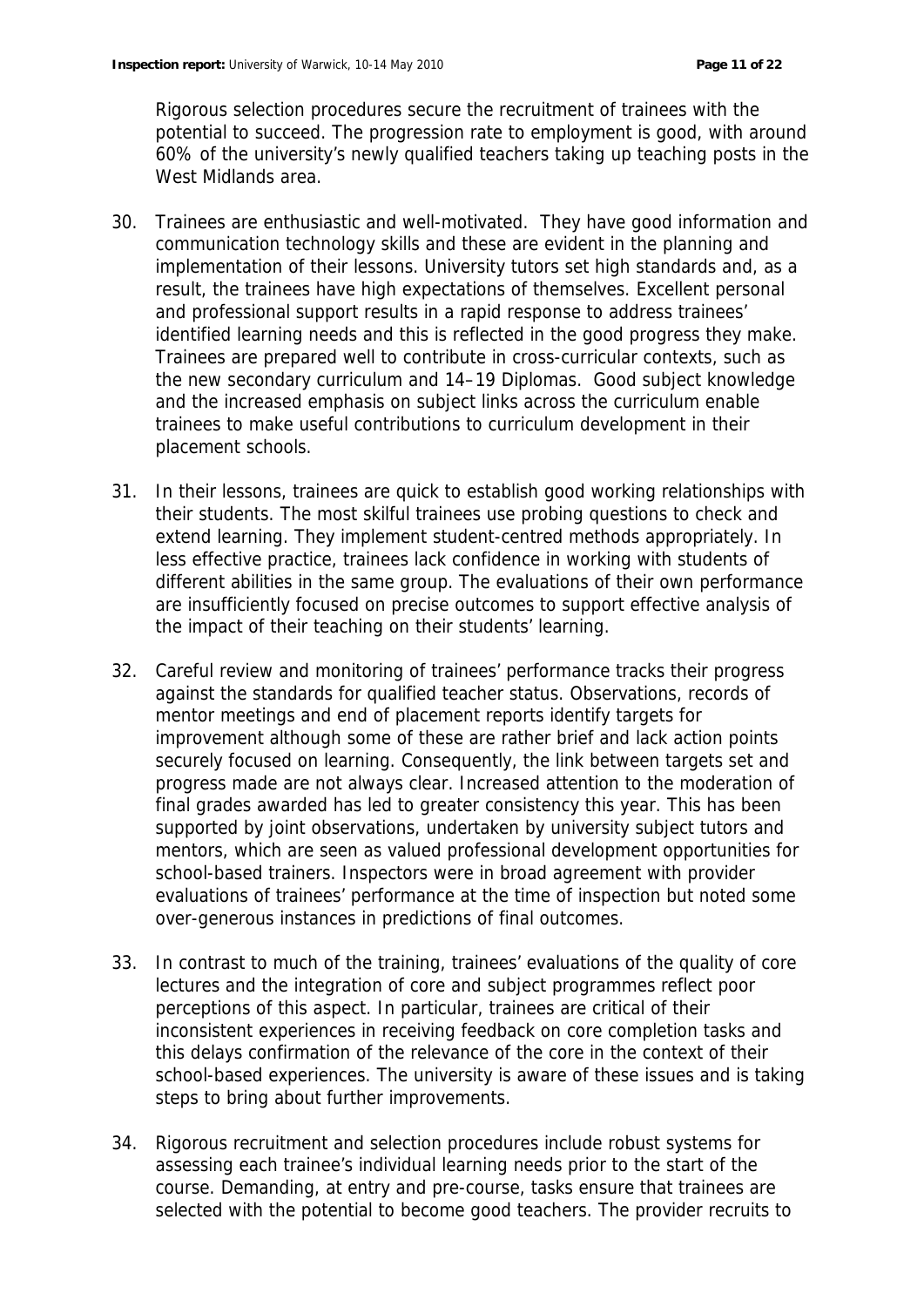Rigorous selection procedures secure the recruitment of trainees with the potential to succeed. The progression rate to employment is good, with around 60% of the university's newly qualified teachers taking up teaching posts in the West Midlands area.

30. Trainees are enthusiastic and well-motivated. They have good information and communication technology skills and these are evident in the planning and implementation of their lessons. University tutors set high standards and, as a result, the trainees have high expectations of themselves. Excellent personal and professional support results in a rapid response to address trainees' identified learning needs and this is reflected in the good progress they make. Trainees are prepared well to contribute in cross-curricular contexts, such as the new secondary curriculum and 14–19 Diplomas. Good subject knowledge and the increased emphasis on subject links across the curriculum enable trainees to make useful contributions to curriculum development in their placement schools.

31. In their lessons, trainees are quick to establish good working relationships with their students. The most skilful trainees use probing questions to check and extend learning. They implement student-centred methods appropriately. In less effective practice, trainees lack confidence in working with students of different abilities in the same group. The evaluations of their own performance are insufficiently focused on precise outcomes to support effective analysis of the impact of their teaching on their students' learning.

32. Careful review and monitoring of trainees' performance tracks their progress against the standards for qualified teacher status. Observations, records of mentor meetings and end of placement reports identify targets for improvement although some of these are rather brief and lack action points securely focused on learning. Consequently, the link between targets set and progress made are not always clear. Increased attention to the moderation of final grades awarded has led to greater consistency this year. This has been supported by joint observations, undertaken by university subject tutors and mentors, which are seen as valued professional development opportunities for school-based trainers. Inspectors were in broad agreement with provider evaluations of trainees' performance at the time of inspection but noted some over-generous instances in predictions of final outcomes.

33. In contrast to much of the training, trainees' evaluations of the quality of core lectures and the integration of core and subject programmes reflect poor perceptions of this aspect. In particular, trainees are critical of their inconsistent experiences in receiving feedback on core completion tasks and this delays confirmation of the relevance of the core in the context of their school-based experiences. The university is aware of these issues and is taking steps to bring about further improvements.

34. Rigorous recruitment and selection procedures include robust systems for assessing each trainee's individual learning needs prior to the start of the course. Demanding, at entry and pre-course, tasks ensure that trainees are selected with the potential to become good teachers. The provider recruits to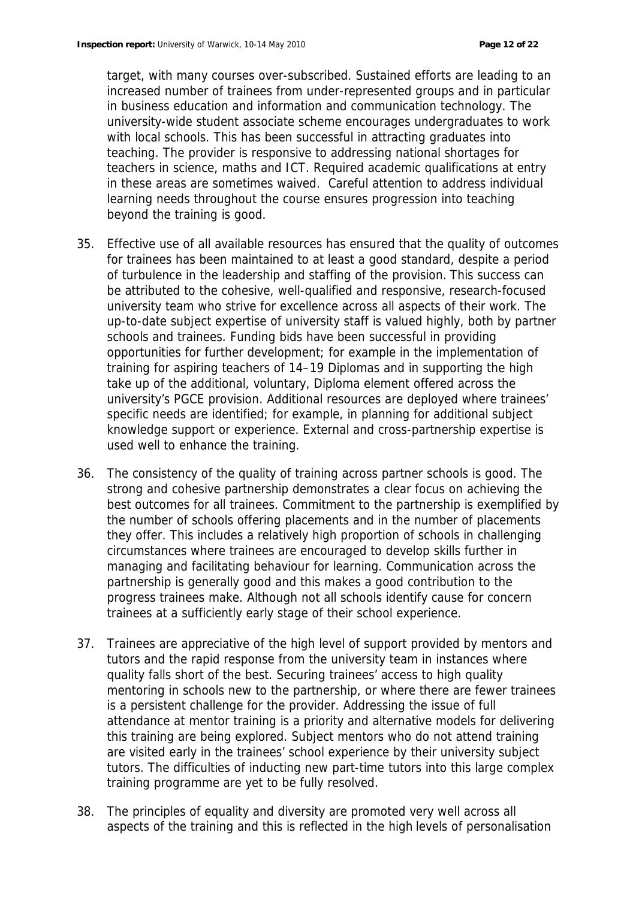target, with many courses over-subscribed. Sustained efforts are leading to an increased number of trainees from under-represented groups and in particular in business education and information and communication technology. The university-wide student associate scheme encourages undergraduates to work with local schools. This has been successful in attracting graduates into teaching. The provider is responsive to addressing national shortages for teachers in science, maths and ICT. Required academic qualifications at entry in these areas are sometimes waived. Careful attention to address individual learning needs throughout the course ensures progression into teaching beyond the training is good.

35. Effective use of all available resources has ensured that the quality of outcomes for trainees has been maintained to at least a good standard, despite a period of turbulence in the leadership and staffing of the provision. This success can be attributed to the cohesive, well-qualified and responsive, research-focused university team who strive for excellence across all aspects of their work. The up-to-date subject expertise of university staff is valued highly, both by partner schools and trainees. Funding bids have been successful in providing opportunities for further development; for example in the implementation of training for aspiring teachers of 14–19 Diplomas and in supporting the high take up of the additional, voluntary, Diploma element offered across the university's PGCE provision. Additional resources are deployed where trainees' specific needs are identified; for example, in planning for additional subject knowledge support or experience. External and cross-partnership expertise is used well to enhance the training.

36. The consistency of the quality of training across partner schools is good. The strong and cohesive partnership demonstrates a clear focus on achieving the best outcomes for all trainees. Commitment to the partnership is exemplified by the number of schools offering placements and in the number of placements they offer. This includes a relatively high proportion of schools in challenging circumstances where trainees are encouraged to develop skills further in managing and facilitating behaviour for learning. Communication across the partnership is generally good and this makes a good contribution to the progress trainees make. Although not all schools identify cause for concern trainees at a sufficiently early stage of their school experience.

37. Trainees are appreciative of the high level of support provided by mentors and tutors and the rapid response from the university team in instances where quality falls short of the best. Securing trainees' access to high quality mentoring in schools new to the partnership, or where there are fewer trainees is a persistent challenge for the provider. Addressing the issue of full attendance at mentor training is a priority and alternative models for delivering this training are being explored. Subject mentors who do not attend training are visited early in the trainees' school experience by their university subject tutors. The difficulties of inducting new part-time tutors into this large complex training programme are yet to be fully resolved.

38. The principles of equality and diversity are promoted very well across all aspects of the training and this is reflected in the high levels of personalisation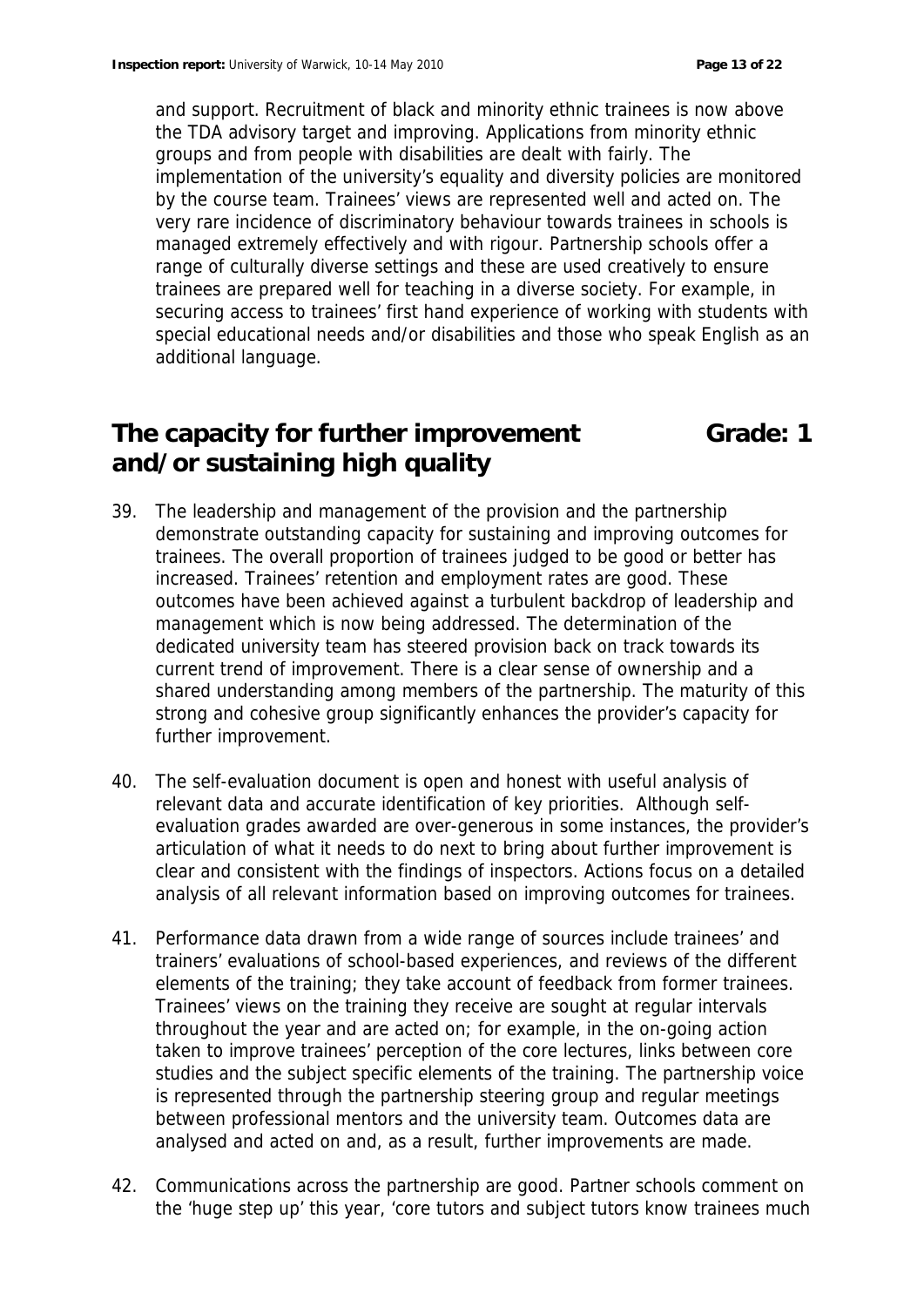and support. Recruitment of black and minority ethnic trainees is now above the TDA advisory target and improving. Applications from minority ethnic groups and from people with disabilities are dealt with fairly. The implementation of the university's equality and diversity policies are monitored by the course team. Trainees' views are represented well and acted on. The very rare incidence of discriminatory behaviour towards trainees in schools is managed extremely effectively and with rigour. Partnership schools offer a range of culturally diverse settings and these are used creatively to ensure trainees are prepared well for teaching in a diverse society. For example, in securing access to trainees' first hand experience of working with students with special educational needs and/or disabilities and those who speak English as an additional language.

## The capacity for further improvement and/or sustaining high quality — Grade: 1

39. The leadership and management of the provision and the partnership demonstrate outstanding capacity for sustaining and improving outcomes for trainees. The overall proportion of trainees judged to be good or better has increased. Trainees' retention and employment rates are good. These outcomes have been achieved against a turbulent backdrop of leadership and management which is now being addressed. The determination of the dedicated university team has steered provision back on track towards its current trend of improvement. There is a clear sense of ownership and a shared understanding among members of the partnership. The maturity of this strong and cohesive group significantly enhances the provider's capacity for further improvement.

40. The self-evaluation document is open and honest with useful analysis of relevant data and accurate identification of key priorities. Although self-evaluation grades awarded are over-generous in some instances, the provider's articulation of what it needs to do next to bring about further improvement is clear and consistent with the findings of inspectors. Actions focus on a detailed analysis of all relevant information based on improving outcomes for trainees.

41. Performance data drawn from a wide range of sources include trainees' and trainers' evaluations of school-based experiences, and reviews of the different elements of the training; they take account of feedback from former trainees. Trainees' views on the training they receive are sought at regular intervals throughout the year and are acted on; for example, in the on-going action taken to improve trainees' perception of the core lectures, links between core studies and the subject specific elements of the training. The partnership voice is represented through the partnership steering group and regular meetings between professional mentors and the university team. Outcomes data are analysed and acted on and, as a result, further improvements are made.

42. Communications across the partnership are good. Partner schools comment on the 'huge step up' this year, 'core tutors and subject tutors know trainees much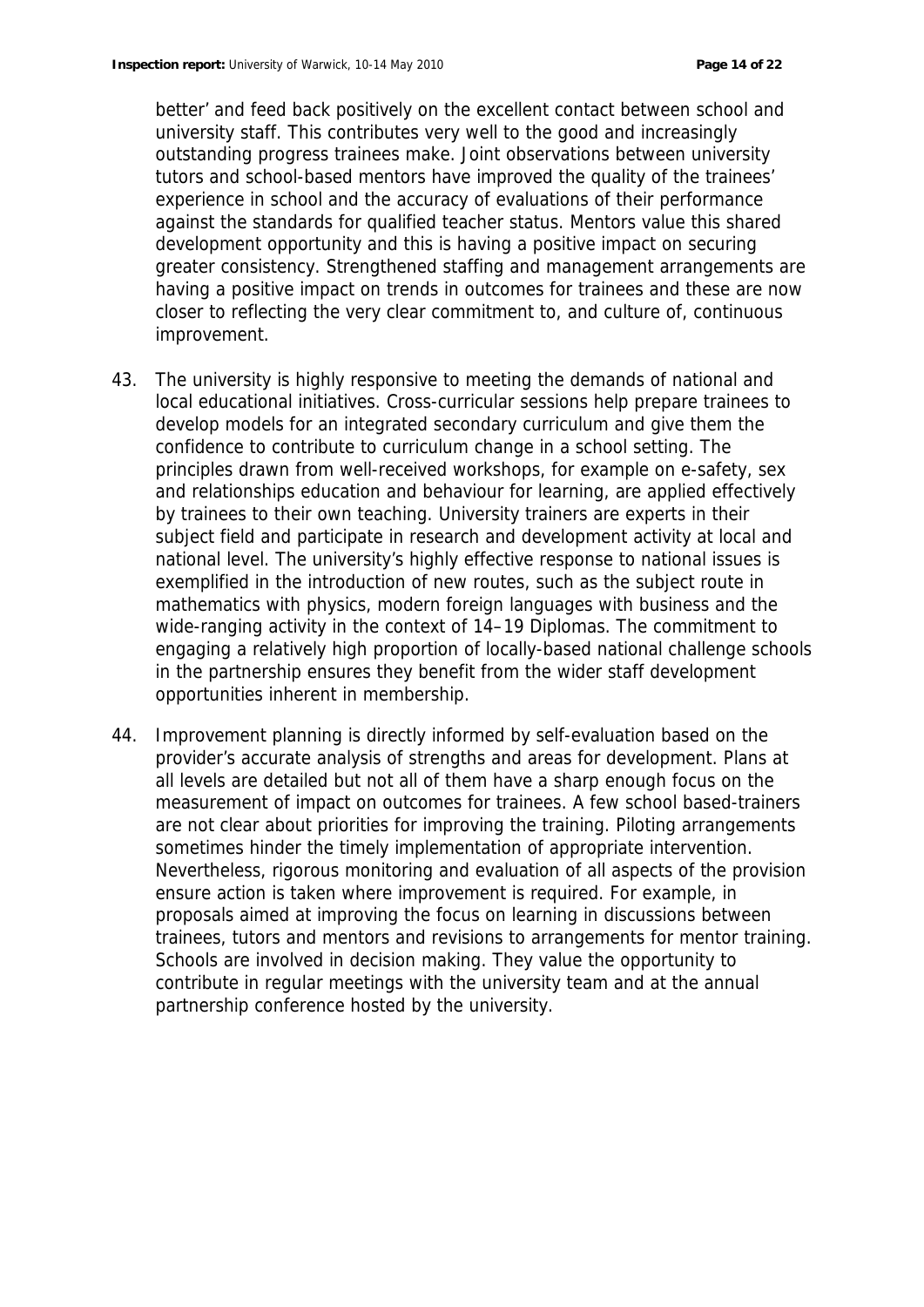better' and feed back positively on the excellent contact between school and university staff. This contributes very well to the good and increasingly outstanding progress trainees make. Joint observations between university tutors and school-based mentors have improved the quality of the trainees' experience in school and the accuracy of evaluations of their performance against the standards for qualified teacher status. Mentors value this shared development opportunity and this is having a positive impact on securing greater consistency. Strengthened staffing and management arrangements are having a positive impact on trends in outcomes for trainees and these are now closer to reflecting the very clear commitment to, and culture of, continuous improvement.

43. The university is highly responsive to meeting the demands of national and local educational initiatives. Cross-curricular sessions help prepare trainees to develop models for an integrated secondary curriculum and give them the confidence to contribute to curriculum change in a school setting. The principles drawn from well-received workshops, for example on e-safety, sex and relationships education and behaviour for learning, are applied effectively by trainees to their own teaching. University trainers are experts in their subject field and participate in research and development activity at local and national level. The university's highly effective response to national issues is exemplified in the introduction of new routes, such as the subject route in mathematics with physics, modern foreign languages with business and the wide-ranging activity in the context of 14–19 Diplomas. The commitment to engaging a relatively high proportion of locally-based national challenge schools in the partnership ensures they benefit from the wider staff development opportunities inherent in membership.

44. Improvement planning is directly informed by self-evaluation based on the provider's accurate analysis of strengths and areas for development. Plans at all levels are detailed but not all of them have a sharp enough focus on the measurement of impact on outcomes for trainees. A few school based-trainers are not clear about priorities for improving the training. Piloting arrangements sometimes hinder the timely implementation of appropriate intervention. Nevertheless, rigorous monitoring and evaluation of all aspects of the provision ensure action is taken where improvement is required. For example, in proposals aimed at improving the focus on learning in discussions between trainees, tutors and mentors and revisions to arrangements for mentor training. Schools are involved in decision making. They value the opportunity to contribute in regular meetings with the university team and at the annual partnership conference hosted by the university.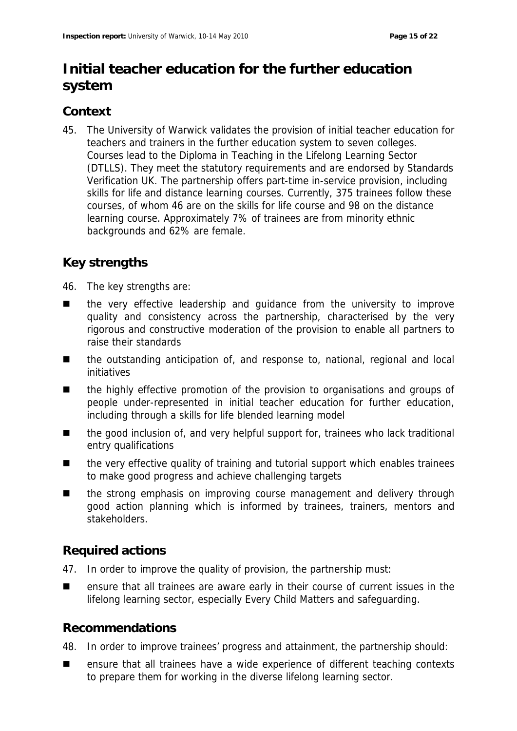# Initial teacher education for the further education system

## Context

45. The University of Warwick validates the provision of initial teacher education for teachers and trainers in the further education system to seven colleges. Courses lead to the Diploma in Teaching in the Lifelong Learning Sector (DTLLS). They meet the statutory requirements and are endorsed by Standards Verification UK. The partnership offers part-time in-service provision, including skills for life and distance learning courses. Currently, 375 trainees follow these courses, of whom 46 are on the skills for life course and 98 on the distance learning course. Approximately 7% of trainees are from minority ethnic backgrounds and 62% are female.

## Key strengths

46. The key strengths are:

- the very effective leadership and guidance from the university to improve quality and consistency across the partnership, characterised by the very rigorous and constructive moderation of the provision to enable all partners to raise their standards
- the outstanding anticipation of, and response to, national, regional and local initiatives
- the highly effective promotion of the provision to organisations and groups of people under-represented in initial teacher education for further education, including through a skills for life blended learning model
- the good inclusion of, and very helpful support for, trainees who lack traditional entry qualifications
- the very effective quality of training and tutorial support which enables trainees to make good progress and achieve challenging targets
- the strong emphasis on improving course management and delivery through good action planning which is informed by trainees, trainers, mentors and stakeholders.

## Required actions

47. In order to improve the quality of provision, the partnership must:

- ensure that all trainees are aware early in their course of current issues in the lifelong learning sector, especially Every Child Matters and safeguarding.

## Recommendations

48. In order to improve trainees' progress and attainment, the partnership should:

- ensure that all trainees have a wide experience of different teaching contexts to prepare them for working in the diverse lifelong learning sector.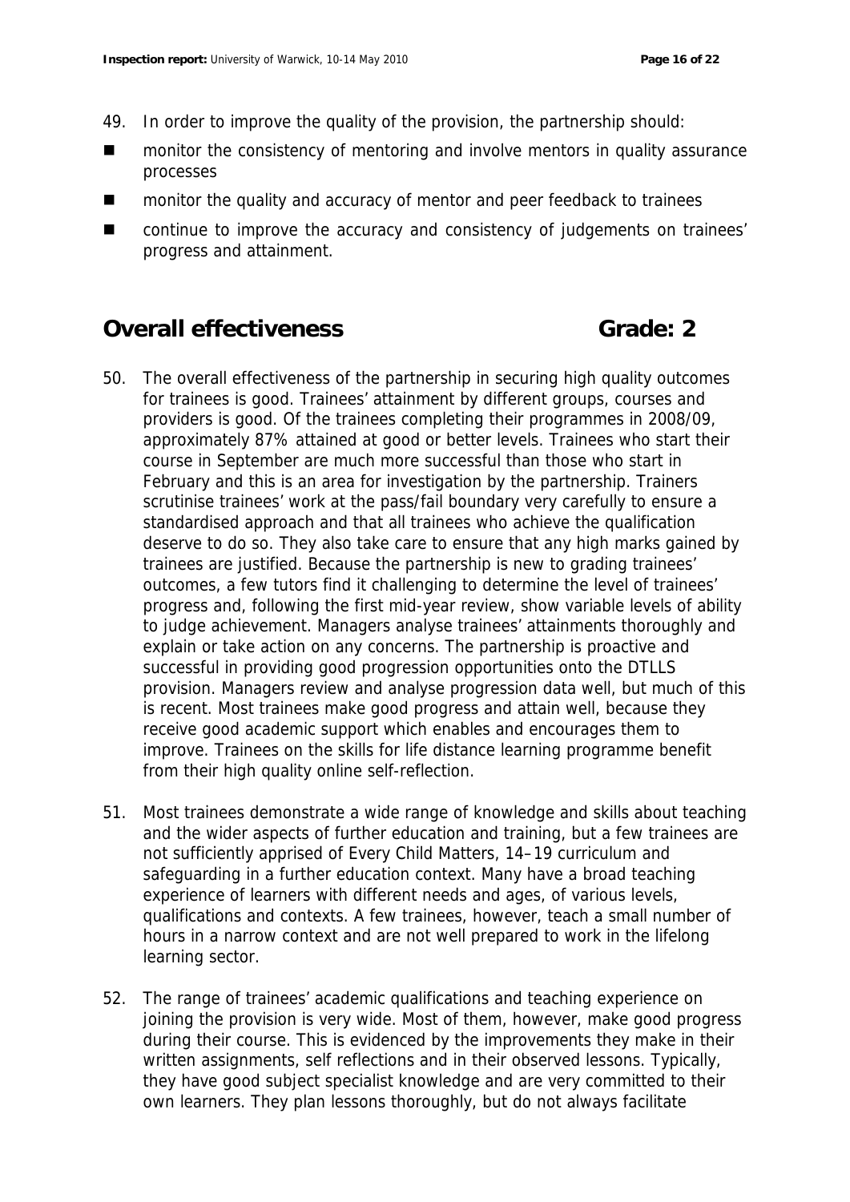49. In order to improve the quality of the provision, the partnership should:

- monitor the consistency of mentoring and involve mentors in quality assurance processes
- monitor the quality and accuracy of mentor and peer feedback to trainees
- continue to improve the accuracy and consistency of judgements on trainees' progress and attainment.

## Overall effectiveness Grade: 2

50. The overall effectiveness of the partnership in securing high quality outcomes for trainees is good. Trainees' attainment by different groups, courses and providers is good. Of the trainees completing their programmes in 2008/09, approximately 87% attained at good or better levels. Trainees who start their course in September are much more successful than those who start in February and this is an area for investigation by the partnership. Trainers scrutinise trainees' work at the pass/fail boundary very carefully to ensure a standardised approach and that all trainees who achieve the qualification deserve to do so. They also take care to ensure that any high marks gained by trainees are justified. Because the partnership is new to grading trainees' outcomes, a few tutors find it challenging to determine the level of trainees' progress and, following the first mid-year review, show variable levels of ability to judge achievement. Managers analyse trainees' attainments thoroughly and explain or take action on any concerns. The partnership is proactive and successful in providing good progression opportunities onto the DTLLS provision. Managers review and analyse progression data well, but much of this is recent. Most trainees make good progress and attain well, because they receive good academic support which enables and encourages them to improve. Trainees on the skills for life distance learning programme benefit from their high quality online self-reflection.

51. Most trainees demonstrate a wide range of knowledge and skills about teaching and the wider aspects of further education and training, but a few trainees are not sufficiently apprised of Every Child Matters, 14–19 curriculum and safeguarding in a further education context. Many have a broad teaching experience of learners with different needs and ages, of various levels, qualifications and contexts. A few trainees, however, teach a small number of hours in a narrow context and are not well prepared to work in the lifelong learning sector.

52. The range of trainees' academic qualifications and teaching experience on joining the provision is very wide. Most of them, however, make good progress during their course. This is evidenced by the improvements they make in their written assignments, self reflections and in their observed lessons. Typically, they have good subject specialist knowledge and are very committed to their own learners. They plan lessons thoroughly, but do not always facilitate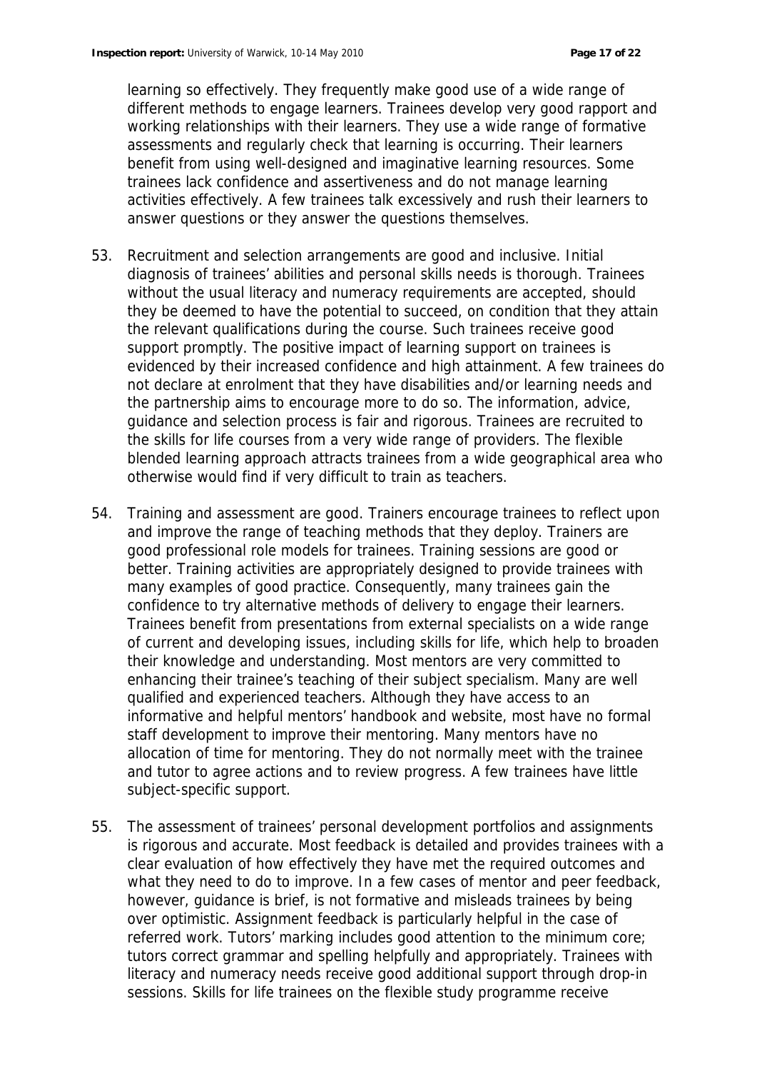learning so effectively. They frequently make good use of a wide range of different methods to engage learners. Trainees develop very good rapport and working relationships with their learners. They use a wide range of formative assessments and regularly check that learning is occurring. Their learners benefit from using well-designed and imaginative learning resources. Some trainees lack confidence and assertiveness and do not manage learning activities effectively. A few trainees talk excessively and rush their learners to answer questions or they answer the questions themselves.

53. Recruitment and selection arrangements are good and inclusive. Initial diagnosis of trainees' abilities and personal skills needs is thorough. Trainees without the usual literacy and numeracy requirements are accepted, should they be deemed to have the potential to succeed, on condition that they attain the relevant qualifications during the course. Such trainees receive good support promptly. The positive impact of learning support on trainees is evidenced by their increased confidence and high attainment. A few trainees do not declare at enrolment that they have disabilities and/or learning needs and the partnership aims to encourage more to do so. The information, advice, guidance and selection process is fair and rigorous. Trainees are recruited to the skills for life courses from a very wide range of providers. The flexible blended learning approach attracts trainees from a wide geographical area who otherwise would find if very difficult to train as teachers.

54. Training and assessment are good. Trainers encourage trainees to reflect upon and improve the range of teaching methods that they deploy. Trainers are good professional role models for trainees. Training sessions are good or better. Training activities are appropriately designed to provide trainees with many examples of good practice. Consequently, many trainees gain the confidence to try alternative methods of delivery to engage their learners. Trainees benefit from presentations from external specialists on a wide range of current and developing issues, including skills for life, which help to broaden their knowledge and understanding. Most mentors are very committed to enhancing their trainee's teaching of their subject specialism. Many are well qualified and experienced teachers. Although they have access to an informative and helpful mentors' handbook and website, most have no formal staff development to improve their mentoring. Many mentors have no allocation of time for mentoring. They do not normally meet with the trainee and tutor to agree actions and to review progress. A few trainees have little subject-specific support.

55. The assessment of trainees' personal development portfolios and assignments is rigorous and accurate. Most feedback is detailed and provides trainees with a clear evaluation of how effectively they have met the required outcomes and what they need to do to improve. In a few cases of mentor and peer feedback, however, guidance is brief, is not formative and misleads trainees by being over optimistic. Assignment feedback is particularly helpful in the case of referred work. Tutors' marking includes good attention to the minimum core; tutors correct grammar and spelling helpfully and appropriately. Trainees with literacy and numeracy needs receive good additional support through drop-in sessions. Skills for life trainees on the flexible study programme receive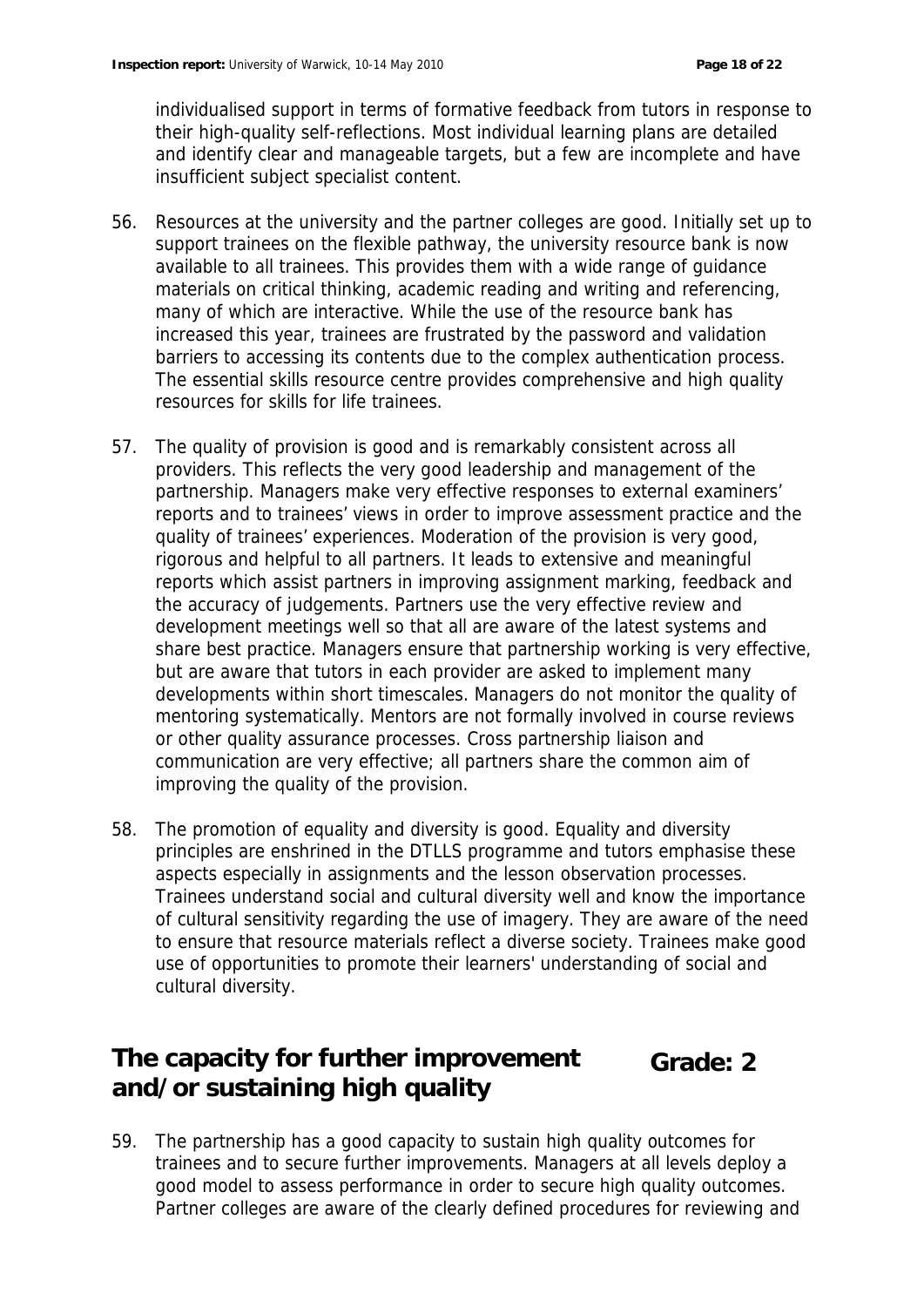individualised support in terms of formative feedback from tutors in response to their high-quality self-reflections. Most individual learning plans are detailed and identify clear and manageable targets, but a few are incomplete and have insufficient subject specialist content.

56. Resources at the university and the partner colleges are good. Initially set up to support trainees on the flexible pathway, the university resource bank is now available to all trainees. This provides them with a wide range of guidance materials on critical thinking, academic reading and writing and referencing, many of which are interactive. While the use of the resource bank has increased this year, trainees are frustrated by the password and validation barriers to accessing its contents due to the complex authentication process. The essential skills resource centre provides comprehensive and high quality resources for skills for life trainees.

57. The quality of provision is good and is remarkably consistent across all providers. This reflects the very good leadership and management of the partnership. Managers make very effective responses to external examiners' reports and to trainees' views in order to improve assessment practice and the quality of trainees' experiences. Moderation of the provision is very good, rigorous and helpful to all partners. It leads to extensive and meaningful reports which assist partners in improving assignment marking, feedback and the accuracy of judgements. Partners use the very effective review and development meetings well so that all are aware of the latest systems and share best practice. Managers ensure that partnership working is very effective, but are aware that tutors in each provider are asked to implement many developments within short timescales. Managers do not monitor the quality of mentoring systematically. Mentors are not formally involved in course reviews or other quality assurance processes. Cross partnership liaison and communication are very effective; all partners share the common aim of improving the quality of the provision.

58. The promotion of equality and diversity is good. Equality and diversity principles are enshrined in the DTLLS programme and tutors emphasise these aspects especially in assignments and the lesson observation processes. Trainees understand social and cultural diversity well and know the importance of cultural sensitivity regarding the use of imagery. They are aware of the need to ensure that resource materials reflect a diverse society. Trainees make good use of opportunities to promote their learners' understanding of social and cultural diversity.

## The capacity for further improvement and/or sustaining high quality — Grade: 2

59. The partnership has a good capacity to sustain high quality outcomes for trainees and to secure further improvements. Managers at all levels deploy a good model to assess performance in order to secure high quality outcomes. Partner colleges are aware of the clearly defined procedures for reviewing and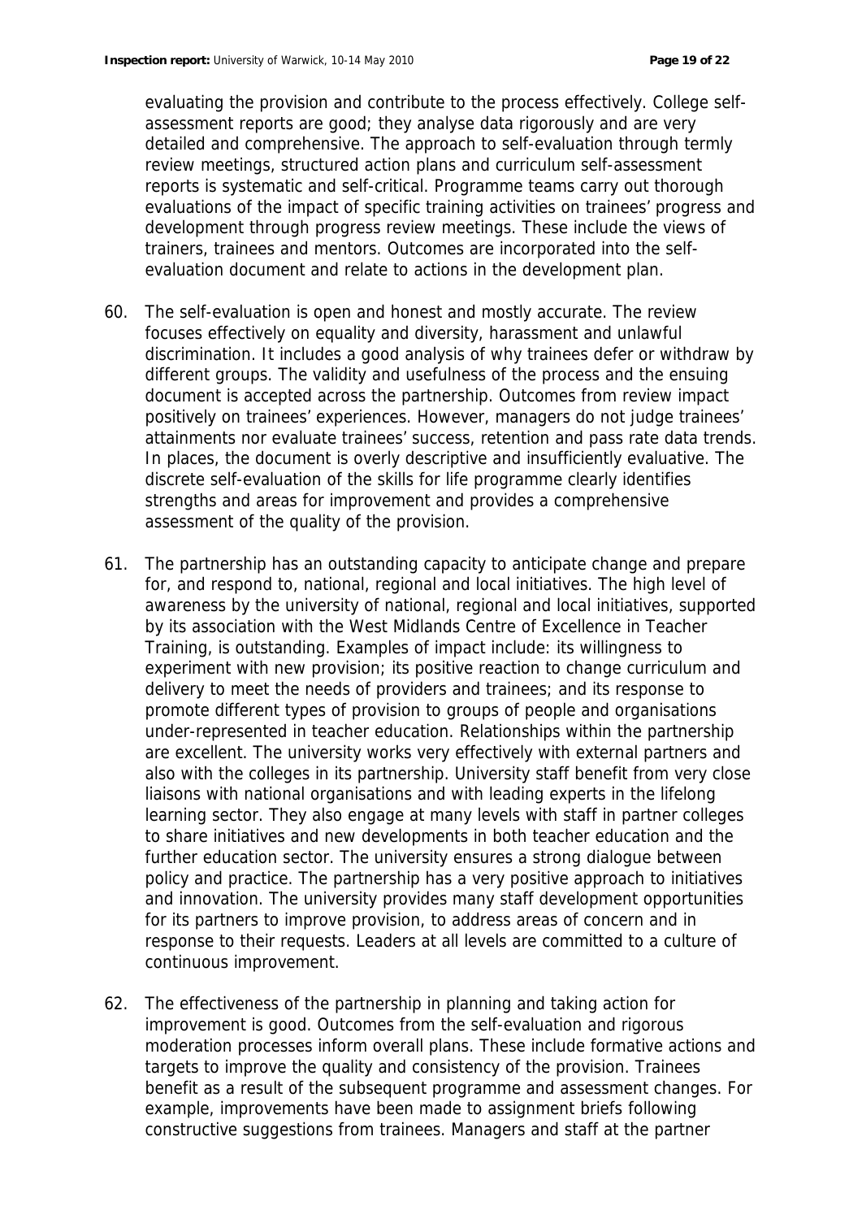evaluating the provision and contribute to the process effectively. College self-assessment reports are good; they analyse data rigorously and are very detailed and comprehensive. The approach to self-evaluation through termly review meetings, structured action plans and curriculum self-assessment reports is systematic and self-critical. Programme teams carry out thorough evaluations of the impact of specific training activities on trainees' progress and development through progress review meetings. These include the views of trainers, trainees and mentors. Outcomes are incorporated into the self-evaluation document and relate to actions in the development plan.

60. The self-evaluation is open and honest and mostly accurate. The review focuses effectively on equality and diversity, harassment and unlawful discrimination. It includes a good analysis of why trainees defer or withdraw by different groups. The validity and usefulness of the process and the ensuing document is accepted across the partnership. Outcomes from review impact positively on trainees' experiences. However, managers do not judge trainees' attainments nor evaluate trainees' success, retention and pass rate data trends. In places, the document is overly descriptive and insufficiently evaluative. The discrete self-evaluation of the skills for life programme clearly identifies strengths and areas for improvement and provides a comprehensive assessment of the quality of the provision.

61. The partnership has an outstanding capacity to anticipate change and prepare for, and respond to, national, regional and local initiatives. The high level of awareness by the university of national, regional and local initiatives, supported by its association with the West Midlands Centre of Excellence in Teacher Training, is outstanding. Examples of impact include: its willingness to experiment with new provision; its positive reaction to change curriculum and delivery to meet the needs of providers and trainees; and its response to promote different types of provision to groups of people and organisations under-represented in teacher education. Relationships within the partnership are excellent. The university works very effectively with external partners and also with the colleges in its partnership. University staff benefit from very close liaisons with national organisations and with leading experts in the lifelong learning sector. They also engage at many levels with staff in partner colleges to share initiatives and new developments in both teacher education and the further education sector. The university ensures a strong dialogue between policy and practice. The partnership has a very positive approach to initiatives and innovation. The university provides many staff development opportunities for its partners to improve provision, to address areas of concern and in response to their requests. Leaders at all levels are committed to a culture of continuous improvement.

62. The effectiveness of the partnership in planning and taking action for improvement is good. Outcomes from the self-evaluation and rigorous moderation processes inform overall plans. These include formative actions and targets to improve the quality and consistency of the provision. Trainees benefit as a result of the subsequent programme and assessment changes. For example, improvements have been made to assignment briefs following constructive suggestions from trainees. Managers and staff at the partner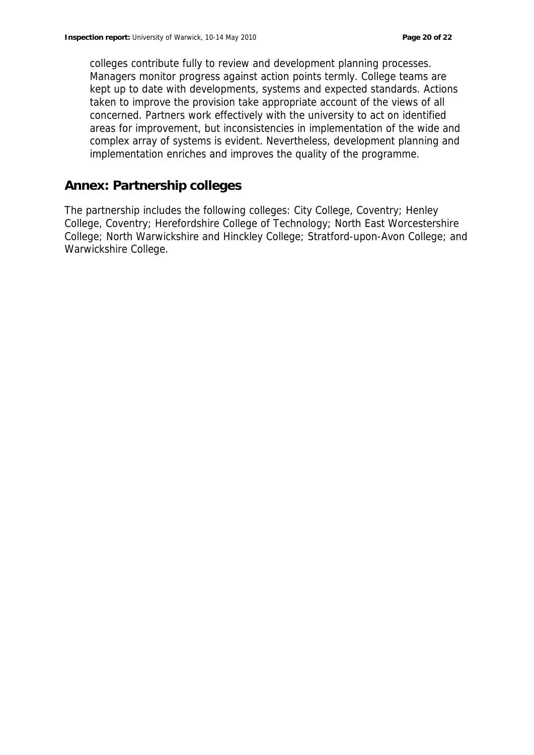colleges contribute fully to review and development planning processes. Managers monitor progress against action points termly. College teams are kept up to date with developments, systems and expected standards. Actions taken to improve the provision take appropriate account of the views of all concerned. Partners work effectively with the university to act on identified areas for improvement, but inconsistencies in implementation of the wide and complex array of systems is evident. Nevertheless, development planning and implementation enriches and improves the quality of the programme.

## Annex: Partnership colleges

The partnership includes the following colleges: City College, Coventry; Henley College, Coventry; Herefordshire College of Technology; North East Worcestershire College; North Warwickshire and Hinckley College; Stratford-upon-Avon College; and Warwickshire College.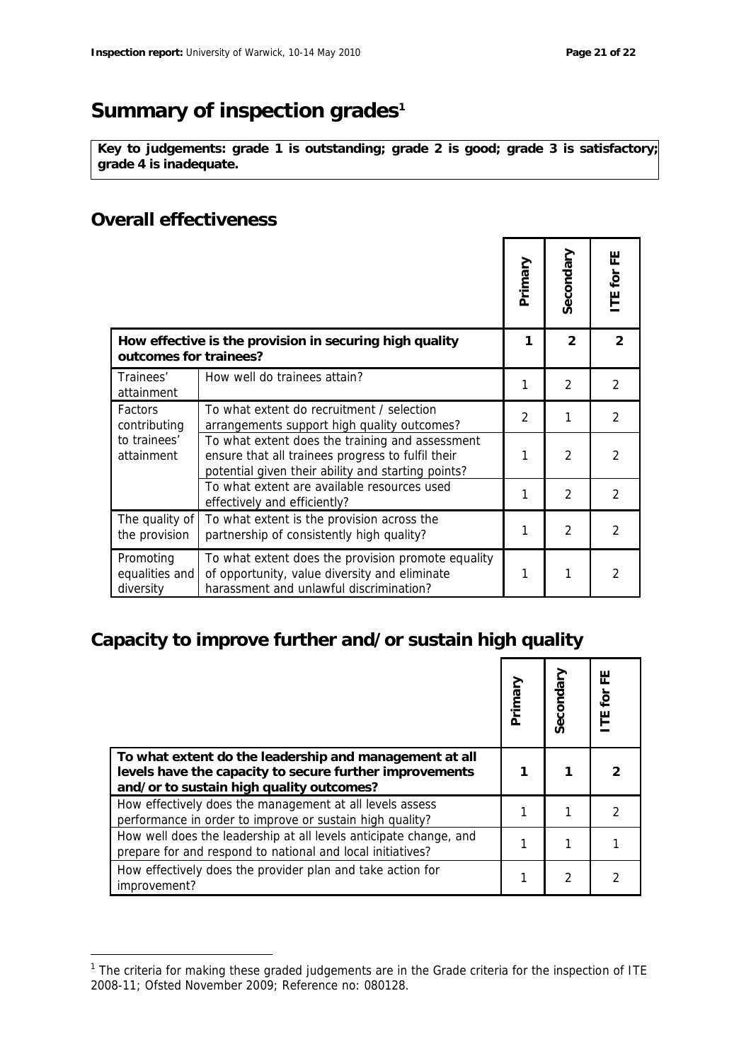# Summary of inspection grades[1]

**Key to judgements: grade 1 is outstanding; grade 2 is good; grade 3 is satisfactory; grade 4 is inadequate.**

## Overall effectiveness

| | | Primary | Secondary | ITE for FE |
|---|---|---|---|---|
| **How effective is the provision in securing high quality outcomes for trainees?** | | **1** | **2** | **2** |
| Trainees' attainment | How well do trainees attain? | 1 | 2 | 2 |
| Factors contributing to trainees' attainment | To what extent do recruitment / selection arrangements support high quality outcomes? | 2 | 1 | 2 |
| | To what extent does the training and assessment ensure that all trainees progress to fulfil their potential given their ability and starting points? | 1 | 2 | 2 |
| | To what extent are available resources used effectively and efficiently? | 1 | 2 | 2 |
| The quality of the provision | To what extent is the provision across the partnership of consistently high quality? | 1 | 2 | 2 |
| Promoting equalities and diversity | To what extent does the provision promote equality of opportunity, value diversity and eliminate harassment and unlawful discrimination? | 1 | 1 | 2 |

## Capacity to improve further and/or sustain high quality

| | Primary | Secondary | ITE for FE |
|---|---|---|---|
| **To what extent do the leadership and management at all levels have the capacity to secure further improvements and/or to sustain high quality outcomes?** | **1** | **1** | **2** |
| How effectively does the management at all levels assess performance in order to improve or sustain high quality? | 1 | 1 | 2 |
| How well does the leadership at all levels anticipate change, and prepare for and respond to national and local initiatives? | 1 | 1 | 1 |
| How effectively does the provider plan and take action for improvement? | 1 | 2 | 2 |

[1] The criteria for making these graded judgements are in the Grade criteria for the inspection of ITE 2008-11; Ofsted November 2009; Reference no: 080128.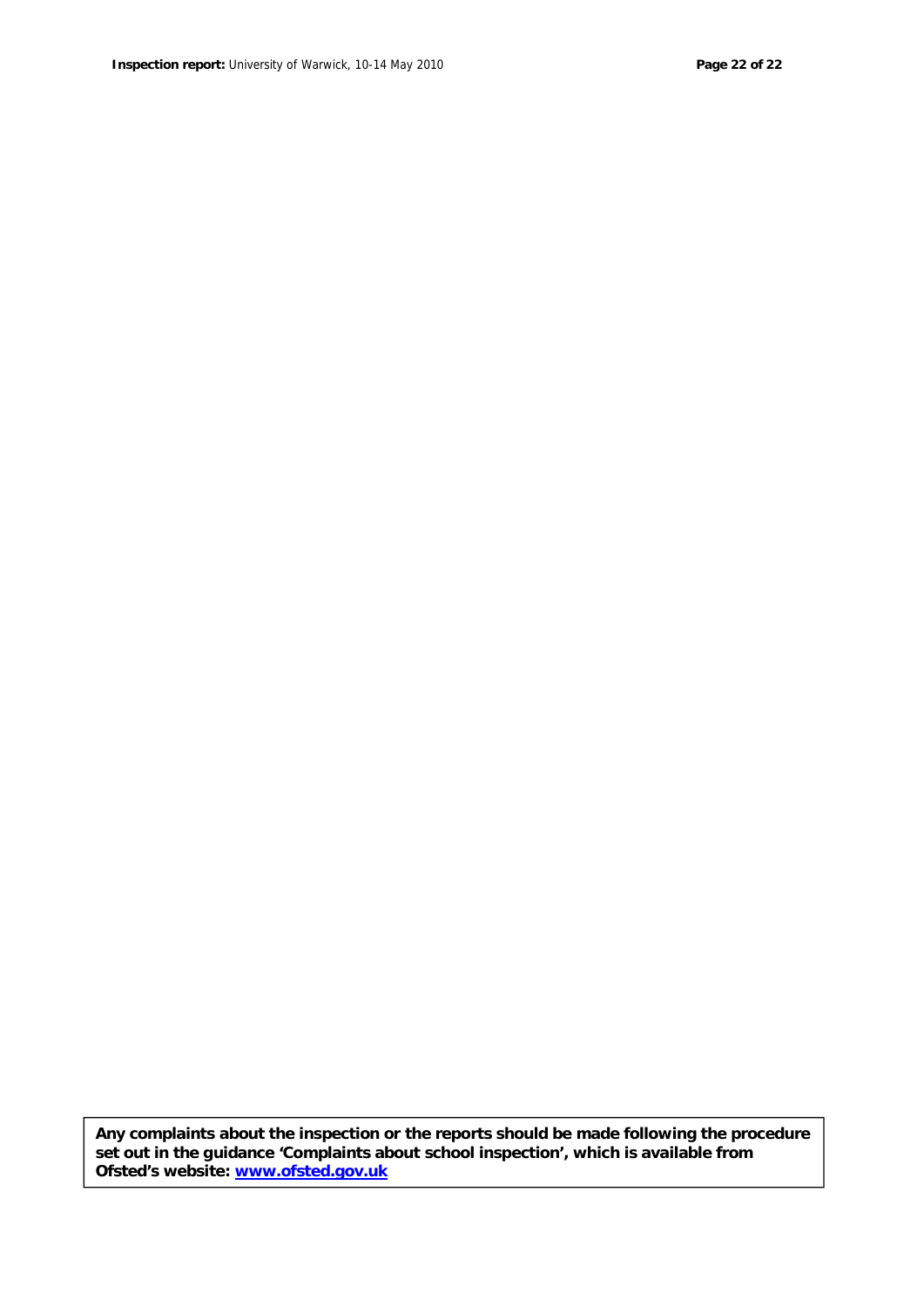**Any complaints about the inspection or the reports should be made following the procedure set out in the guidance 'Complaints about school inspection', which is available from Ofsted's website: [www.ofsted.gov.uk](http://www.ofsted.gov.uk)**